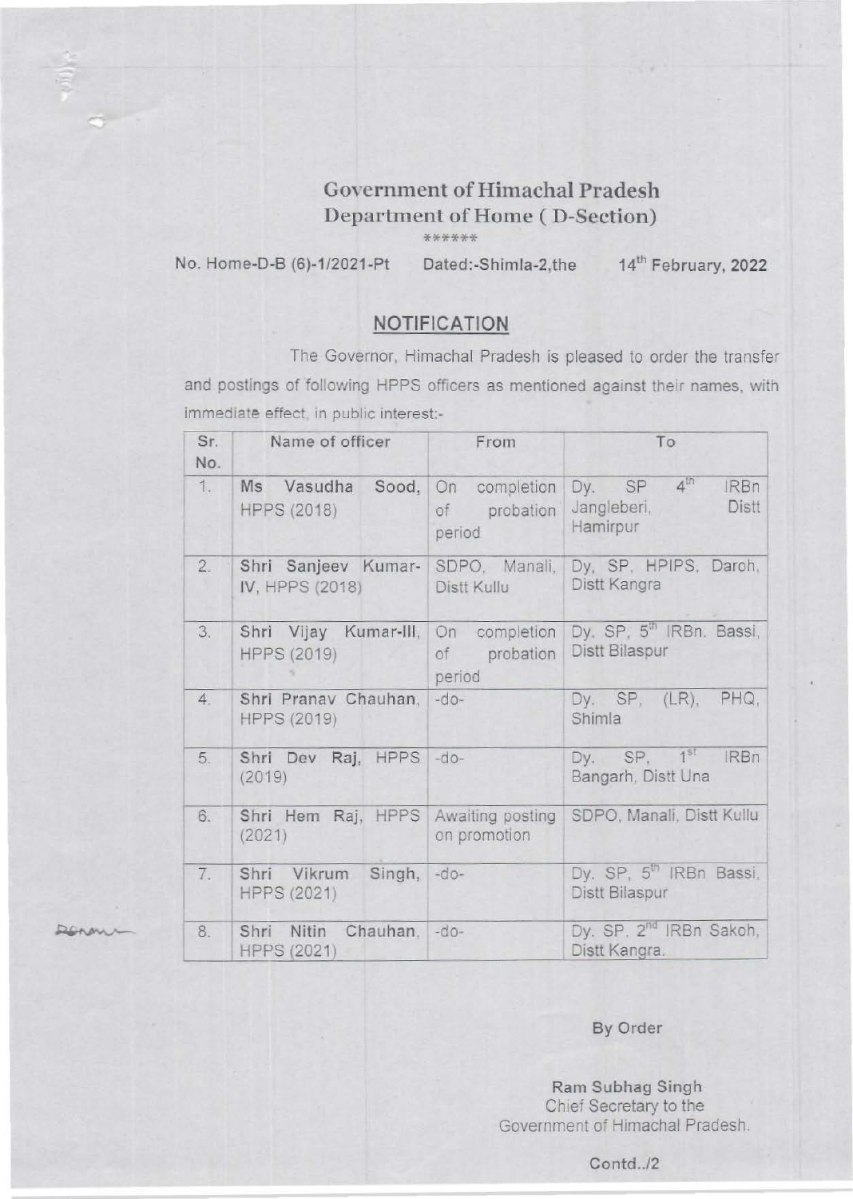# Government of Himachal Pradesh
## Department of Home ( D-Section)

\*\*\*\*\*\*

No. Home-D-B (6)-1/2021-Pt  Dated:-Shimla-2,the  14th February, 2022

## NOTIFICATION

The Governor, Himachal Pradesh is pleased to order the transfer and postings of following HPPS officers as mentioned against their names, with immediate effect, in public interest:-

| Sr. No. | Name of officer | From | To |
|---|---|---|---|
| 1. | Ms Vasudha Sood, HPPS (2018) | On completion of probation period | Dy. SP 4th IRBn Jangleberi, Distt Hamirpur |
| 2. | Shri Sanjeev Kumar-IV, HPPS (2018) | SDPO, Manali, Distt Kullu | Dy, SP, HPIPS, Daroh, Distt Kangra |
| 3. | Shri Vijay Kumar-III, HPPS (2019) | On completion of probation period | Dy. SP, 5th IRBn. Bassi, Distt Bilaspur |
| 4. | Shri Pranav Chauhan, HPPS (2019) | -do- | Dy. SP, (LR), PHQ, Shimla |
| 5. | Shri Dev Raj, HPPS (2019) | -do- | Dy. SP, 1st IRBn Bangarh, Distt Una |
| 6. | Shri Hem Raj, HPPS (2021) | Awaiting posting on promotion | SDPO, Manali, Distt Kullu |
| 7. | Shri Vikrum Singh, HPPS (2021) | -do- | Dy. SP, 5th IRBn Bassi, Distt Bilaspur |
| 8. | Shri Nitin Chauhan, HPPS (2021) | -do- | Dy. SP. 2nd IRBn Sakoh, Distt Kangra. |

By Order

Ram Subhag Singh
Chief Secretary to the
Government of Himachal Pradesh.

Contd../2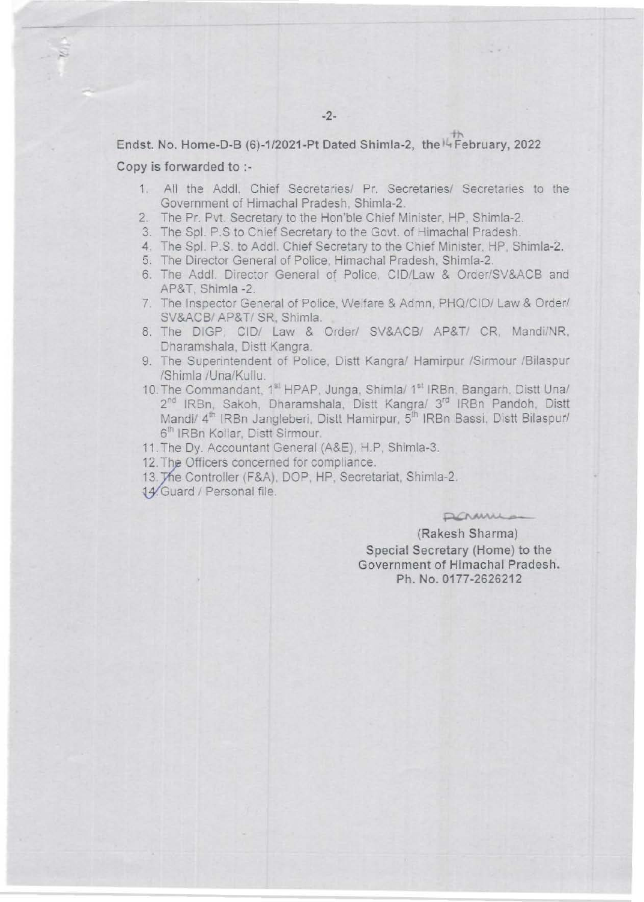Endst. No. Home-D-B (6)-1/2021-Pt Dated Shimla-2, the 14th February, 2022

Copy is forwarded to :-

1. All the Addl. Chief Secretaries/ Pr. Secretaries/ Secretaries to the Government of Himachal Pradesh, Shimla-2.
2. The Pr. Pvt. Secretary to the Hon'ble Chief Minister, HP, Shimla-2.
3. The Spl. P.S to Chief Secretary to the Govt. of Himachal Pradesh.
4. The Spl. P.S. to Addl. Chief Secretary to the Chief Minister, HP, Shimla-2.
5. The Director General of Police, Himachal Pradesh, Shimla-2.
6. The Addl. Director General of Police, CID/Law & Order/SV&ACB and AP&T, Shimla -2.
7. The Inspector General of Police, Welfare & Admn, PHQ/CID/ Law & Order/ SV&ACB/ AP&T/ SR, Shimla.
8. The DIGP, CID/ Law & Order/ SV&ACB/ AP&T/ CR, Mandi/NR, Dharamshala, Distt Kangra.
9. The Superintendent of Police, Distt Kangra/ Hamirpur /Sirmour /Bilaspur /Shimla /Una/Kullu.
10. The Commandant, 1st HPAP, Junga, Shimla/ 1st IRBn, Bangarh, Distt Una/ 2nd IRBn, Sakoh, Dharamshala, Distt Kangra/ 3rd IRBn Pandoh, Distt Mandi/ 4th IRBn Jangleberi, Distt Hamirpur, 5th IRBn Bassi, Distt Bilaspur/ 6th IRBn Kollar, Distt Sirmour.
11. The Dy. Accountant General (A&E), H.P, Shimla-3.
12. The Officers concerned for compliance.
13. The Controller (F&A), DOP, HP, Secretariat, Shimla-2.
14. Guard / Personal file.

(Rakesh Sharma)
Special Secretary (Home) to the
Government of Himachal Pradesh.
Ph. No. 0177-2626212